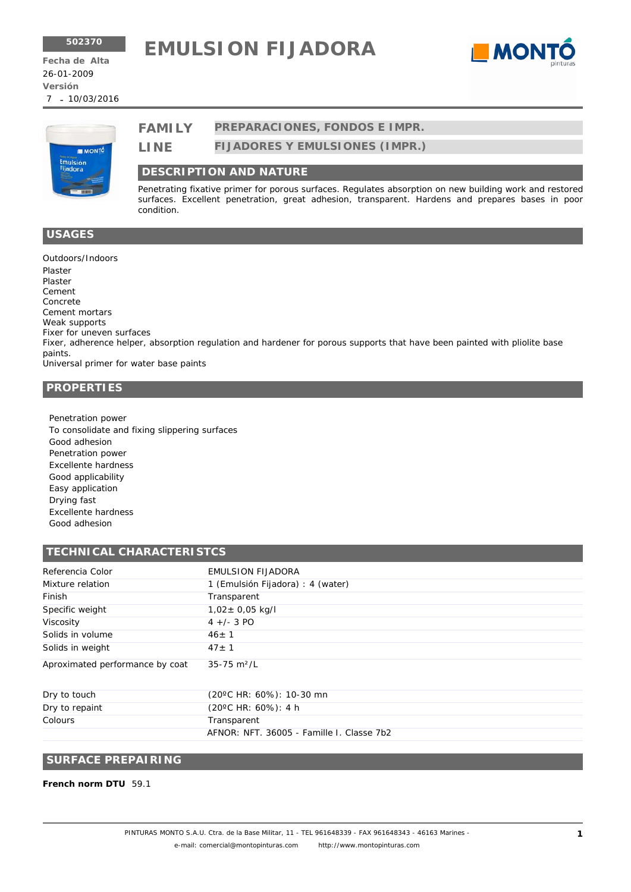502370

**Fecha de Alta**
26-01-2009
**Versión**
7 - 10/03/2016

# EMULSION FIJADORA

| | |
|---|---|
| **FAMILY** | **PREPARACIONES, FONDOS E IMPR.** |
| **LINE** | **FIJADORES Y EMULSIONES (IMPR.)** |

## DESCRIPTION AND NATURE

Penetrating fixative primer for porous surfaces. Regulates absorption on new building work and restored surfaces. Excellent penetration, great adhesion, transparent. Hardens and prepares bases in poor condition.

## USAGES

Outdoors/Indoors
Plaster
Plaster
Cement
Concrete
Cement mortars
Weak supports
Fixer for uneven surfaces
Fixer, adherence helper, absorption regulation and hardener for porous supports that have been painted with pliolite base paints.
Universal primer for water base paints

## PROPERTIES

Penetration power
To consolidate and fixing slippering surfaces
Good adhesion
Penetration power
Excellente hardness
Good applicability
Easy application
Drying fast
Excellente hardness
Good adhesion

## TECHNICAL CHARACTERISTCS

| | |
|---|---|
| Referencia Color | EMULSION FIJADORA |
| Mixture relation | 1 (Emulsión Fijadora) : 4 (water) |
| Finish | Transparent |
| Specific weight | 1,02± 0,05 kg/l |
| Viscosity | 4 +/- 3 PO |
| Solids in volume | 46± 1 |
| Solids in weight | 47± 1 |
| Aproximated performance by coat | 35-75 m²/L |
| Dry to touch | (20ºC HR: 60%): 10-30 mn |
| Dry to repaint | (20ºC HR: 60%): 4 h |
| Colours | Transparent |
| | AFNOR: NFT. 36005 - Famille I. Classe 7b2 |

## SURFACE PREPAIRING

**French norm DTU** 59.1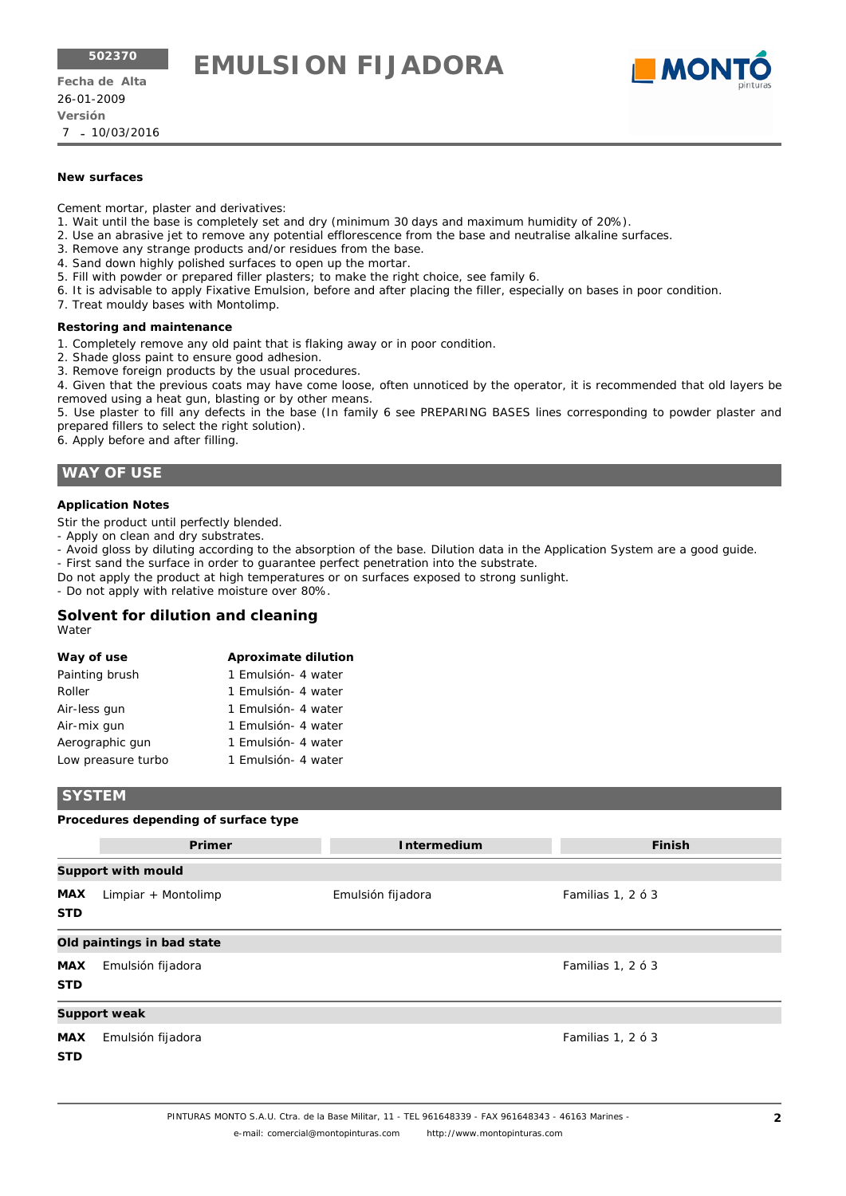**New surfaces**

Cement mortar, plaster and derivatives:
1. Wait until the base is completely set and dry (minimum 30 days and maximum humidity of 20%).
2. Use an abrasive jet to remove any potential efflorescence from the base and neutralise alkaline surfaces.
3. Remove any strange products and/or residues from the base.
4. Sand down highly polished surfaces to open up the mortar.
5. Fill with powder or prepared filler plasters; to make the right choice, see family 6.
6. It is advisable to apply Fixative Emulsion, before and after placing the filler, especially on bases in poor condition.
7. Treat mouldy bases with Montolimp.

**Restoring and maintenance**

1. Completely remove any old paint that is flaking away or in poor condition.
2. Shade gloss paint to ensure good adhesion.
3. Remove foreign products by the usual procedures.
4. Given that the previous coats may have come loose, often unnoticed by the operator, it is recommended that old layers be removed using a heat gun, blasting or by other means.
5. Use plaster to fill any defects in the base (In family 6 see PREPARING BASES lines corresponding to powder plaster and prepared fillers to select the right solution).
6. Apply before and after filling.

## WAY OF USE

**Application Notes**

Stir the product until perfectly blended.
- Apply on clean and dry substrates.
- Avoid gloss by diluting according to the absorption of the base. Dilution data in the Application System are a good guide.
- First sand the surface in order to guarantee perfect penetration into the substrate.

Do not apply the product at high temperatures or on surfaces exposed to strong sunlight.
- Do not apply with relative moisture over 80%.

### Solvent for dilution and cleaning

Water

| Way of use | Aproximate dilution |
|---|---|
| Painting brush | 1 Emulsión- 4 water |
| Roller | 1 Emulsión- 4 water |
| Air-less gun | 1 Emulsión- 4 water |
| Air-mix gun | 1 Emulsión- 4 water |
| Aerographic gun | 1 Emulsión- 4 water |
| Low preasure turbo | 1 Emulsión- 4 water |

## SYSTEM

**Procedures depending of surface type**

| | Primer | Intermedium | Finish |
|---|---|---|---|
| **Support with mould** | | | |
| **MAX** | Limpiar + Montolimp | Emulsión fijadora | Familias 1, 2 ó 3 |
| **STD** | | | |
| **Old paintings in bad state** | | | |
| **MAX** | Emulsión fijadora | | Familias 1, 2 ó 3 |
| **STD** | | | |
| **Support weak** | | | |
| **MAX** | Emulsión fijadora | | Familias 1, 2 ó 3 |
| **STD** | | | |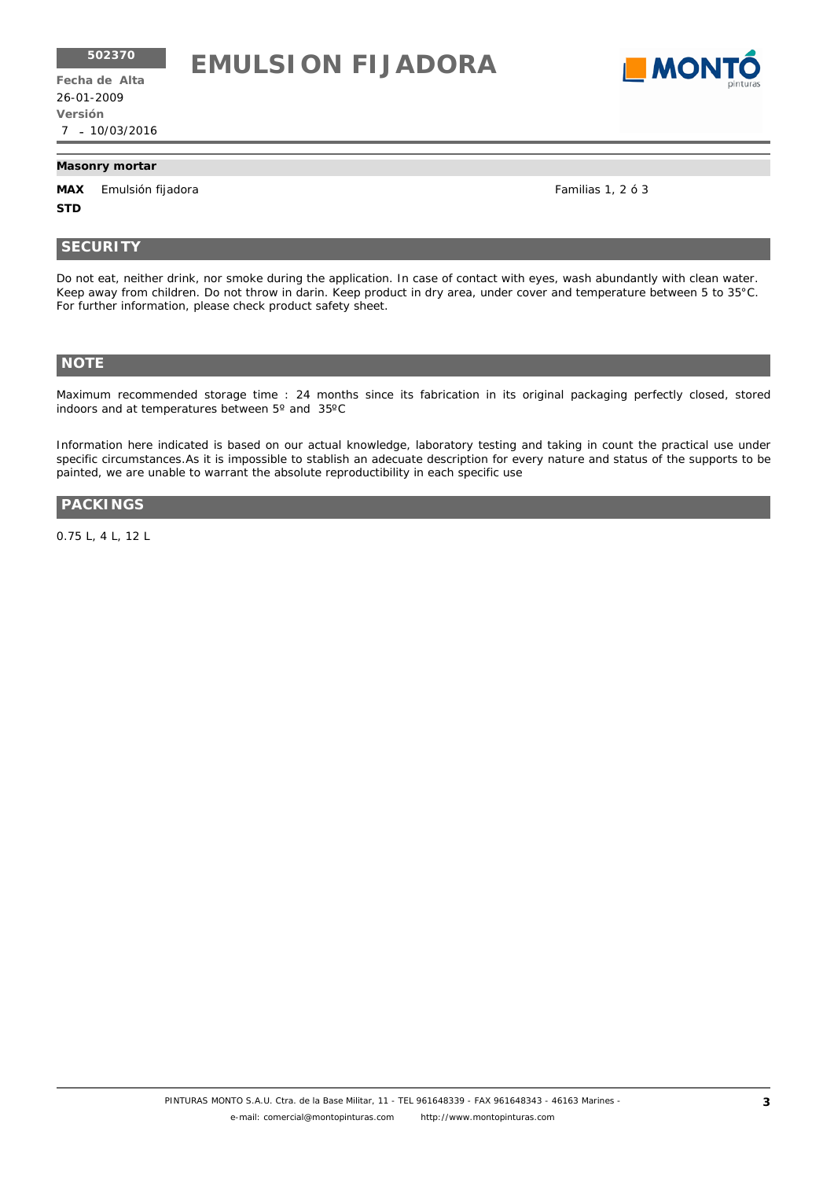# EMULSION FIJADORA

**502370**

**Fecha de Alta**
26-01-2009
**Versión**
7 - 10/03/2016

**Masonry mortar**

| | | |
|---|---|---|
| **MAX** | Emulsión fijadora | Familias 1, 2 ó 3 |
| **STD** | | |

## SECURITY

Do not eat, neither drink, nor smoke during the application. In case of contact with eyes, wash abundantly with clean water. Keep away from children. Do not throw in darin. Keep product in dry area, under cover and temperature between 5 to 35°C. For further information, please check product safety sheet.

## NOTE

Maximum recommended storage time : 24 months since its fabrication in its original packaging perfectly closed, stored indoors and at temperatures between 5º and 35ºC

Information here indicated is based on our actual knowledge, laboratory testing and taking in count the practical use under specific circumstances.As it is impossible to stablish an adecuate description for every nature and status of the supports to be painted, we are unable to warrant the absolute reproductibility in each specific use

## PACKINGS

0.75 L, 4 L, 12 L

PINTURAS MONTO S.A.U. Ctra. de la Base Militar, 11 - TEL 961648339 - FAX 961648343 - 46163 Marines -
e-mail: comercial@montopinturas.com http://www.montopinturas.com